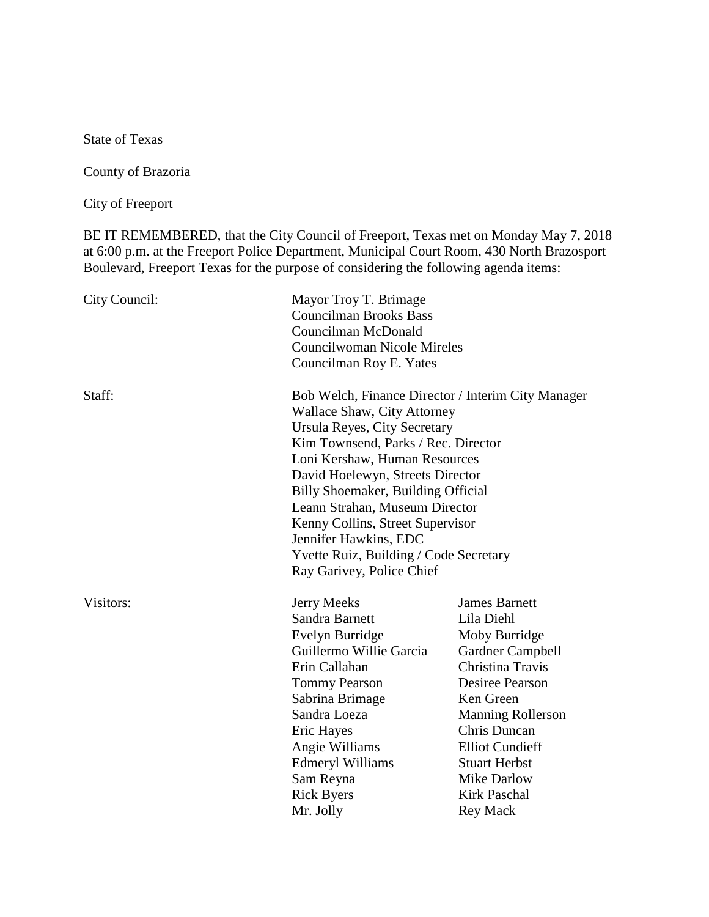State of Texas

County of Brazoria

City of Freeport

BE IT REMEMBERED, that the City Council of Freeport, Texas met on Monday May 7, 2018 at 6:00 p.m. at the Freeport Police Department, Municipal Court Room, 430 North Brazosport Boulevard, Freeport Texas for the purpose of considering the following agenda items:

City Council:

Mayor Troy T. Brimage
Councilman Brooks Bass
Councilman McDonald
Councilwoman Nicole Mireles
Councilman Roy E. Yates

Staff:

Bob Welch, Finance Director / Interim City Manager
Wallace Shaw, City Attorney
Ursula Reyes, City Secretary
Kim Townsend, Parks / Rec. Director
Loni Kershaw, Human Resources
David Hoelewyn, Streets Director
Billy Shoemaker, Building Official
Leann Strahan, Museum Director
Kenny Collins, Street Supervisor
Jennifer Hawkins, EDC
Yvette Ruiz, Building / Code Secretary
Ray Garivey, Police Chief

Visitors:

| | |
|---|---|
| Jerry Meeks | James Barnett |
| Sandra Barnett | Lila Diehl |
| Evelyn Burridge | Moby Burridge |
| Guillermo Willie Garcia | Gardner Campbell |
| Erin Callahan | Christina Travis |
| Tommy Pearson | Desiree Pearson |
| Sabrina Brimage | Ken Green |
| Sandra Loeza | Manning Rollerson |
| Eric Hayes | Chris Duncan |
| Angie Williams | Elliot Cundieff |
| Edmeryl Williams | Stuart Herbst |
| Sam Reyna | Mike Darlow |
| Rick Byers | Kirk Paschal |
| Mr. Jolly | Rey Mack |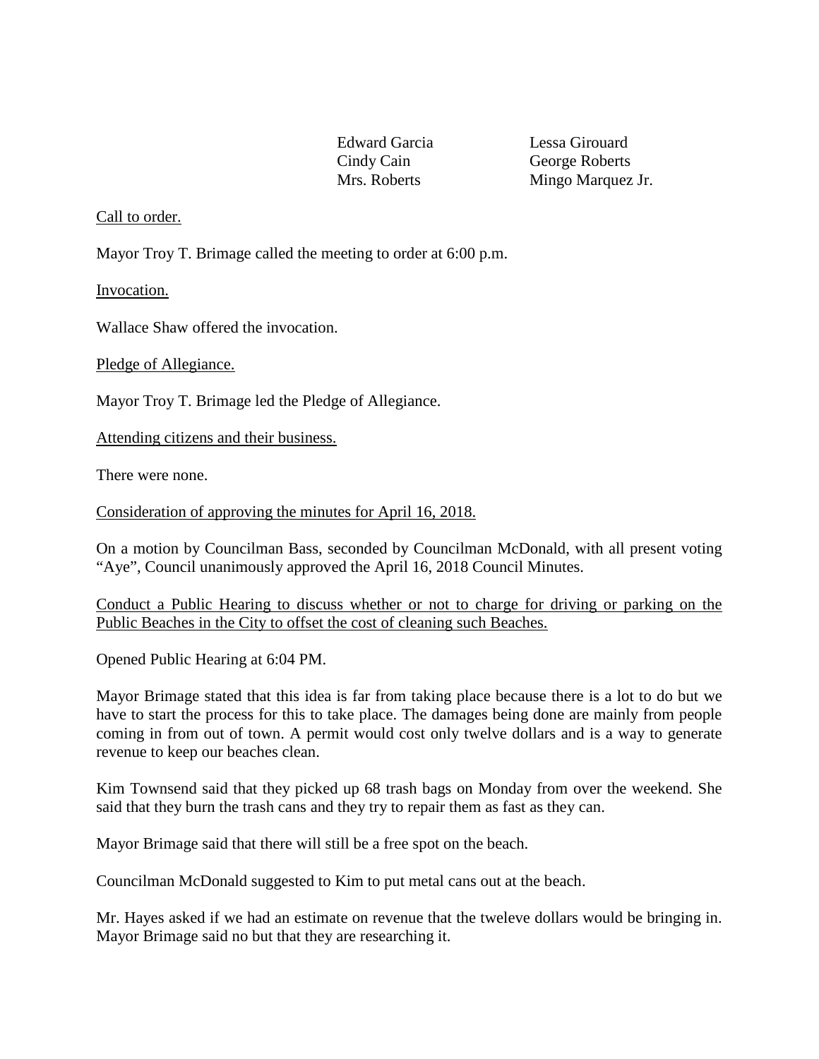| Edward Garcia | Lessa Girouard |
| --- | --- |
| Cindy Cain | George Roberts |
| Mrs. Roberts | Mingo Marquez Jr. |

Call to order.

Mayor Troy T. Brimage called the meeting to order at 6:00 p.m.

Invocation.

Wallace Shaw offered the invocation.

Pledge of Allegiance.

Mayor Troy T. Brimage led the Pledge of Allegiance.

Attending citizens and their business.

There were none.

Consideration of approving the minutes for April 16, 2018.

On a motion by Councilman Bass, seconded by Councilman McDonald, with all present voting "Aye", Council unanimously approved the April 16, 2018 Council Minutes.

Conduct a Public Hearing to discuss whether or not to charge for driving or parking on the Public Beaches in the City to offset the cost of cleaning such Beaches.

Opened Public Hearing at 6:04 PM.

Mayor Brimage stated that this idea is far from taking place because there is a lot to do but we have to start the process for this to take place. The damages being done are mainly from people coming in from out of town. A permit would cost only twelve dollars and is a way to generate revenue to keep our beaches clean.

Kim Townsend said that they picked up 68 trash bags on Monday from over the weekend. She said that they burn the trash cans and they try to repair them as fast as they can.

Mayor Brimage said that there will still be a free spot on the beach.

Councilman McDonald suggested to Kim to put metal cans out at the beach.

Mr. Hayes asked if we had an estimate on revenue that the tweleve dollars would be bringing in. Mayor Brimage said no but that they are researching it.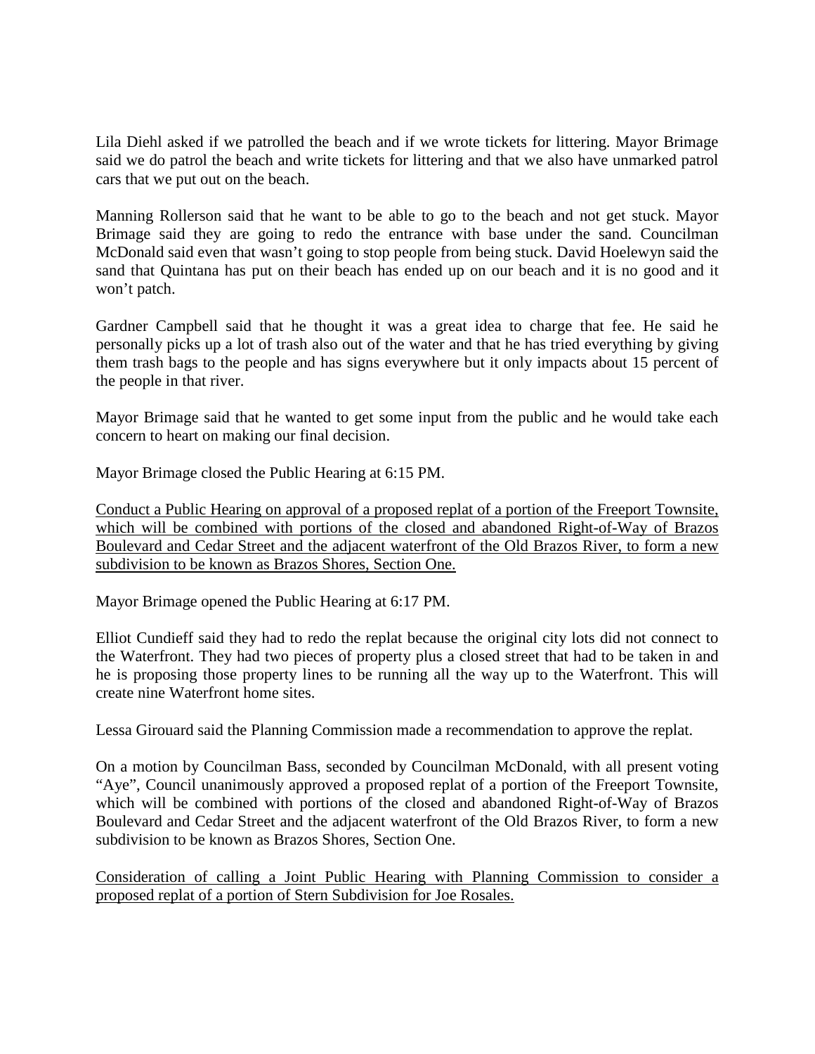Lila Diehl asked if we patrolled the beach and if we wrote tickets for littering. Mayor Brimage said we do patrol the beach and write tickets for littering and that we also have unmarked patrol cars that we put out on the beach.

Manning Rollerson said that he want to be able to go to the beach and not get stuck. Mayor Brimage said they are going to redo the entrance with base under the sand. Councilman McDonald said even that wasn't going to stop people from being stuck. David Hoelewyn said the sand that Quintana has put on their beach has ended up on our beach and it is no good and it won't patch.

Gardner Campbell said that he thought it was a great idea to charge that fee. He said he personally picks up a lot of trash also out of the water and that he has tried everything by giving them trash bags to the people and has signs everywhere but it only impacts about 15 percent of the people in that river.

Mayor Brimage said that he wanted to get some input from the public and he would take each concern to heart on making our final decision.

Mayor Brimage closed the Public Hearing at 6:15 PM.

<u>Conduct a Public Hearing on approval of a proposed replat of a portion of the Freeport Townsite, which will be combined with portions of the closed and abandoned Right-of-Way of Brazos Boulevard and Cedar Street and the adjacent waterfront of the Old Brazos River, to form a new subdivision to be known as Brazos Shores, Section One.</u>

Mayor Brimage opened the Public Hearing at 6:17 PM.

Elliot Cundieff said they had to redo the replat because the original city lots did not connect to the Waterfront. They had two pieces of property plus a closed street that had to be taken in and he is proposing those property lines to be running all the way up to the Waterfront. This will create nine Waterfront home sites.

Lessa Girouard said the Planning Commission made a recommendation to approve the replat.

On a motion by Councilman Bass, seconded by Councilman McDonald, with all present voting "Aye", Council unanimously approved a proposed replat of a portion of the Freeport Townsite, which will be combined with portions of the closed and abandoned Right-of-Way of Brazos Boulevard and Cedar Street and the adjacent waterfront of the Old Brazos River, to form a new subdivision to be known as Brazos Shores, Section One.

<u>Consideration of calling a Joint Public Hearing with Planning Commission to consider a proposed replat of a portion of Stern Subdivision for Joe Rosales.</u>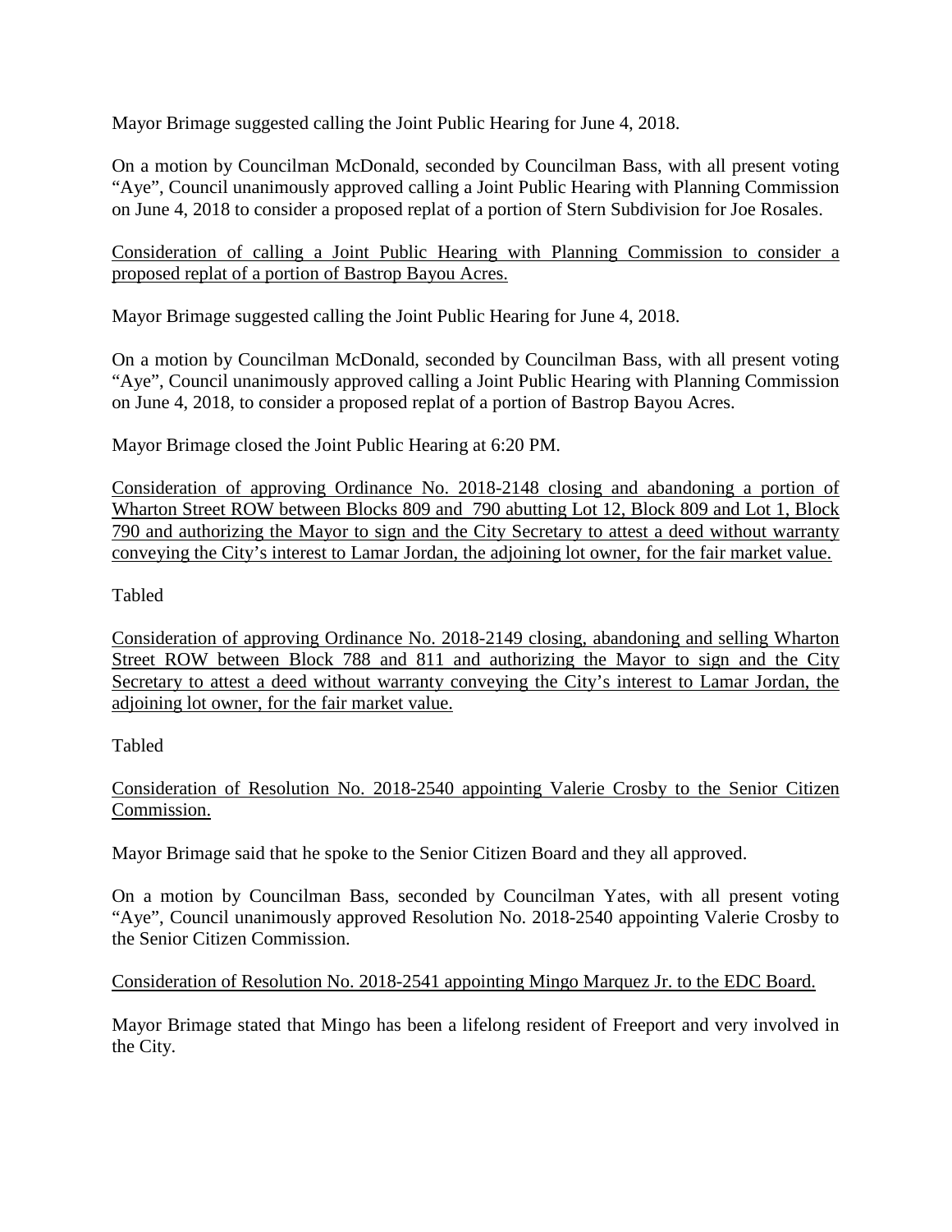Mayor Brimage suggested calling the Joint Public Hearing for June 4, 2018.

On a motion by Councilman McDonald, seconded by Councilman Bass, with all present voting "Aye", Council unanimously approved calling a Joint Public Hearing with Planning Commission on June 4, 2018 to consider a proposed replat of a portion of Stern Subdivision for Joe Rosales.

<u>Consideration of calling a Joint Public Hearing with Planning Commission to consider a proposed replat of a portion of Bastrop Bayou Acres.</u>

Mayor Brimage suggested calling the Joint Public Hearing for June 4, 2018.

On a motion by Councilman McDonald, seconded by Councilman Bass, with all present voting "Aye", Council unanimously approved calling a Joint Public Hearing with Planning Commission on June 4, 2018, to consider a proposed replat of a portion of Bastrop Bayou Acres.

Mayor Brimage closed the Joint Public Hearing at 6:20 PM.

<u>Consideration of approving Ordinance No. 2018-2148 closing and abandoning a portion of Wharton Street ROW between Blocks 809 and 790 abutting Lot 12, Block 809 and Lot 1, Block 790 and authorizing the Mayor to sign and the City Secretary to attest a deed without warranty conveying the City's interest to Lamar Jordan, the adjoining lot owner, for the fair market value.</u>

Tabled

<u>Consideration of approving Ordinance No. 2018-2149 closing, abandoning and selling Wharton Street ROW between Block 788 and 811 and authorizing the Mayor to sign and the City Secretary to attest a deed without warranty conveying the City's interest to Lamar Jordan, the adjoining lot owner, for the fair market value.</u>

Tabled

<u>Consideration of Resolution No. 2018-2540 appointing Valerie Crosby to the Senior Citizen Commission.</u>

Mayor Brimage said that he spoke to the Senior Citizen Board and they all approved.

On a motion by Councilman Bass, seconded by Councilman Yates, with all present voting "Aye", Council unanimously approved Resolution No. 2018-2540 appointing Valerie Crosby to the Senior Citizen Commission.

<u>Consideration of Resolution No. 2018-2541 appointing Mingo Marquez Jr. to the EDC Board.</u>

Mayor Brimage stated that Mingo has been a lifelong resident of Freeport and very involved in the City.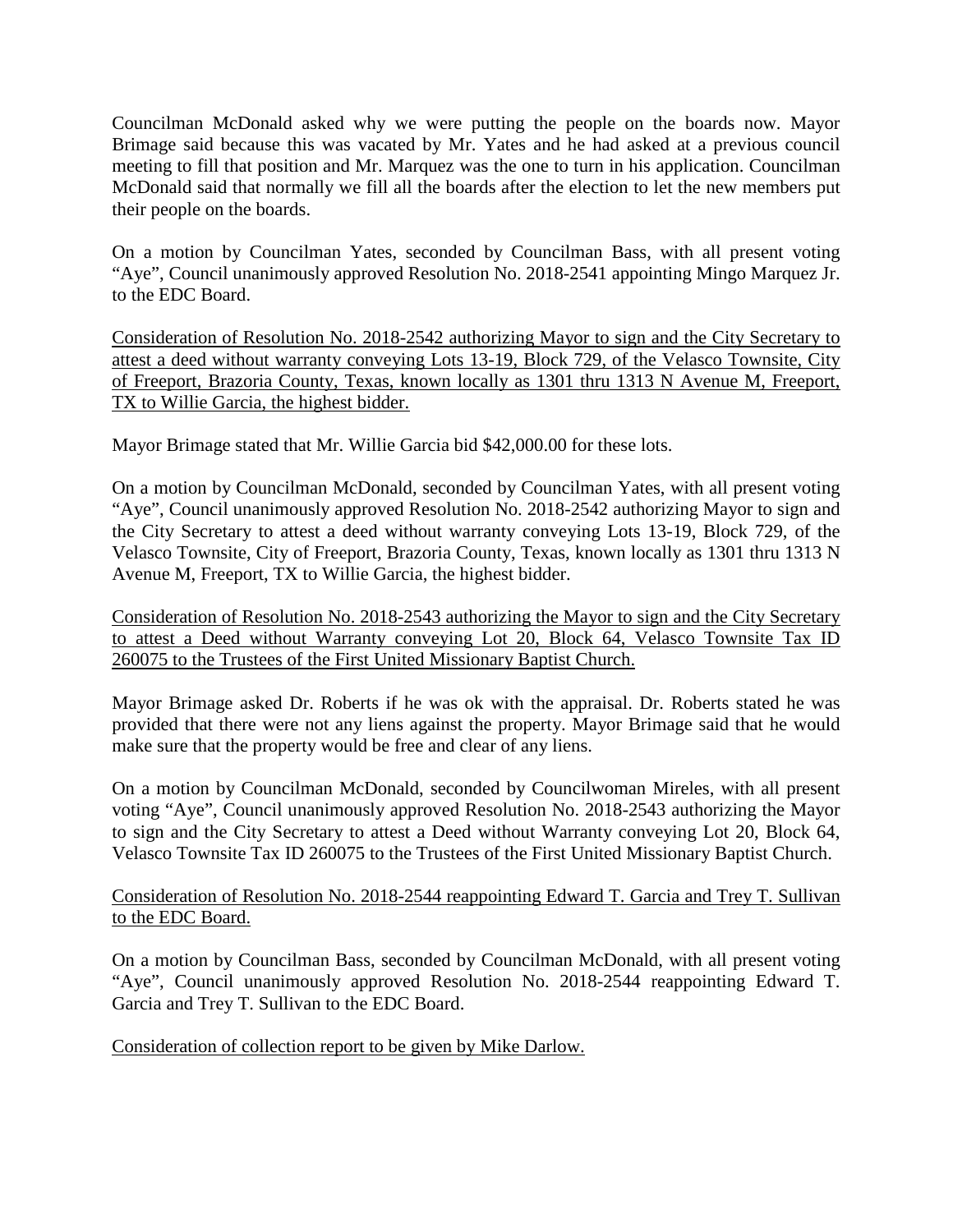Councilman McDonald asked why we were putting the people on the boards now. Mayor Brimage said because this was vacated by Mr. Yates and he had asked at a previous council meeting to fill that position and Mr. Marquez was the one to turn in his application. Councilman McDonald said that normally we fill all the boards after the election to let the new members put their people on the boards.

On a motion by Councilman Yates, seconded by Councilman Bass, with all present voting "Aye", Council unanimously approved Resolution No. 2018-2541 appointing Mingo Marquez Jr. to the EDC Board.

<u>Consideration of Resolution No. 2018-2542 authorizing Mayor to sign and the City Secretary to attest a deed without warranty conveying Lots 13-19, Block 729, of the Velasco Townsite, City of Freeport, Brazoria County, Texas, known locally as 1301 thru 1313 N Avenue M, Freeport, TX to Willie Garcia, the highest bidder.</u>

Mayor Brimage stated that Mr. Willie Garcia bid $42,000.00 for these lots.

On a motion by Councilman McDonald, seconded by Councilman Yates, with all present voting "Aye", Council unanimously approved Resolution No. 2018-2542 authorizing Mayor to sign and the City Secretary to attest a deed without warranty conveying Lots 13-19, Block 729, of the Velasco Townsite, City of Freeport, Brazoria County, Texas, known locally as 1301 thru 1313 N Avenue M, Freeport, TX to Willie Garcia, the highest bidder.

<u>Consideration of Resolution No. 2018-2543 authorizing the Mayor to sign and the City Secretary to attest a Deed without Warranty conveying Lot 20, Block 64, Velasco Townsite Tax ID 260075 to the Trustees of the First United Missionary Baptist Church.</u>

Mayor Brimage asked Dr. Roberts if he was ok with the appraisal. Dr. Roberts stated he was provided that there were not any liens against the property. Mayor Brimage said that he would make sure that the property would be free and clear of any liens.

On a motion by Councilman McDonald, seconded by Councilwoman Mireles, with all present voting "Aye", Council unanimously approved Resolution No. 2018-2543 authorizing the Mayor to sign and the City Secretary to attest a Deed without Warranty conveying Lot 20, Block 64, Velasco Townsite Tax ID 260075 to the Trustees of the First United Missionary Baptist Church.

<u>Consideration of Resolution No. 2018-2544 reappointing Edward T. Garcia and Trey T. Sullivan to the EDC Board.</u>

On a motion by Councilman Bass, seconded by Councilman McDonald, with all present voting "Aye", Council unanimously approved Resolution No. 2018-2544 reappointing Edward T. Garcia and Trey T. Sullivan to the EDC Board.

<u>Consideration of collection report to be given by Mike Darlow.</u>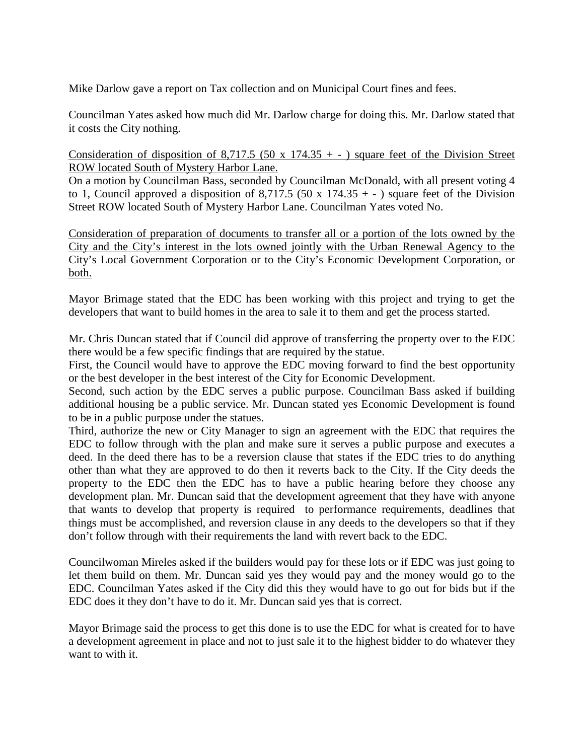Mike Darlow gave a report on Tax collection and on Municipal Court fines and fees.

Councilman Yates asked how much did Mr. Darlow charge for doing this. Mr. Darlow stated that it costs the City nothing.

<u>Consideration of disposition of 8,717.5 (50 x 174.35 + - ) square feet of the Division Street ROW located South of Mystery Harbor Lane.</u>

On a motion by Councilman Bass, seconded by Councilman McDonald, with all present voting 4 to 1, Council approved a disposition of 8,717.5 (50 x 174.35 + - ) square feet of the Division Street ROW located South of Mystery Harbor Lane. Councilman Yates voted No.

<u>Consideration of preparation of documents to transfer all or a portion of the lots owned by the City and the City's interest in the lots owned jointly with the Urban Renewal Agency to the City's Local Government Corporation or to the City's Economic Development Corporation, or both.</u>

Mayor Brimage stated that the EDC has been working with this project and trying to get the developers that want to build homes in the area to sale it to them and get the process started.

Mr. Chris Duncan stated that if Council did approve of transferring the property over to the EDC there would be a few specific findings that are required by the statue.

First, the Council would have to approve the EDC moving forward to find the best opportunity or the best developer in the best interest of the City for Economic Development.

Second, such action by the EDC serves a public purpose. Councilman Bass asked if building additional housing be a public service. Mr. Duncan stated yes Economic Development is found to be in a public purpose under the statues.

Third, authorize the new or City Manager to sign an agreement with the EDC that requires the EDC to follow through with the plan and make sure it serves a public purpose and executes a deed. In the deed there has to be a reversion clause that states if the EDC tries to do anything other than what they are approved to do then it reverts back to the City. If the City deeds the property to the EDC then the EDC has to have a public hearing before they choose any development plan. Mr. Duncan said that the development agreement that they have with anyone that wants to develop that property is required to performance requirements, deadlines that things must be accomplished, and reversion clause in any deeds to the developers so that if they don't follow through with their requirements the land with revert back to the EDC.

Councilwoman Mireles asked if the builders would pay for these lots or if EDC was just going to let them build on them. Mr. Duncan said yes they would pay and the money would go to the EDC. Councilman Yates asked if the City did this they would have to go out for bids but if the EDC does it they don't have to do it. Mr. Duncan said yes that is correct.

Mayor Brimage said the process to get this done is to use the EDC for what is created for to have a development agreement in place and not to just sale it to the highest bidder to do whatever they want to with it.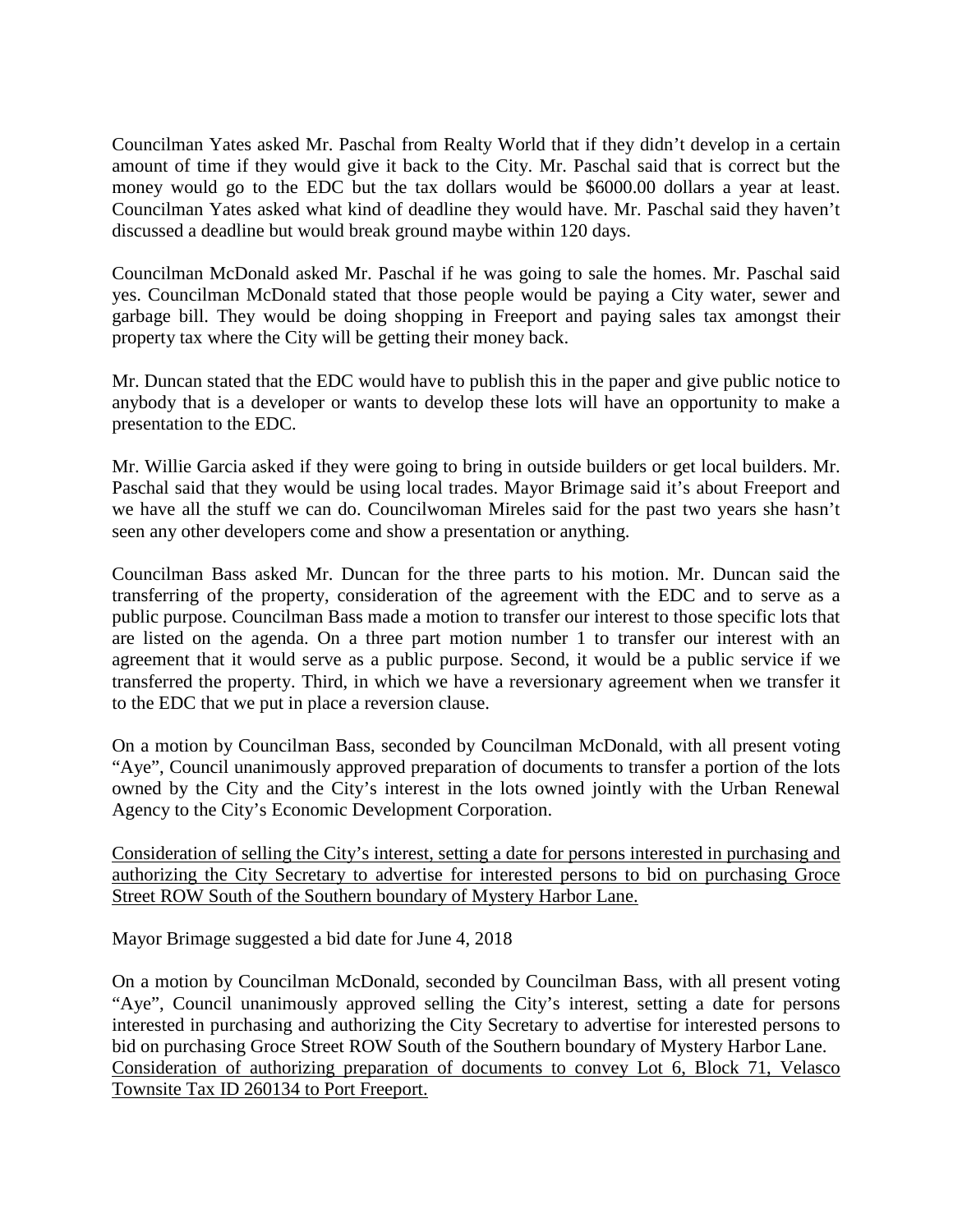Councilman Yates asked Mr. Paschal from Realty World that if they didn't develop in a certain amount of time if they would give it back to the City. Mr. Paschal said that is correct but the money would go to the EDC but the tax dollars would be $6000.00 dollars a year at least. Councilman Yates asked what kind of deadline they would have. Mr. Paschal said they haven't discussed a deadline but would break ground maybe within 120 days.

Councilman McDonald asked Mr. Paschal if he was going to sale the homes. Mr. Paschal said yes. Councilman McDonald stated that those people would be paying a City water, sewer and garbage bill. They would be doing shopping in Freeport and paying sales tax amongst their property tax where the City will be getting their money back.

Mr. Duncan stated that the EDC would have to publish this in the paper and give public notice to anybody that is a developer or wants to develop these lots will have an opportunity to make a presentation to the EDC.

Mr. Willie Garcia asked if they were going to bring in outside builders or get local builders. Mr. Paschal said that they would be using local trades. Mayor Brimage said it's about Freeport and we have all the stuff we can do. Councilwoman Mireles said for the past two years she hasn't seen any other developers come and show a presentation or anything.

Councilman Bass asked Mr. Duncan for the three parts to his motion. Mr. Duncan said the transferring of the property, consideration of the agreement with the EDC and to serve as a public purpose. Councilman Bass made a motion to transfer our interest to those specific lots that are listed on the agenda. On a three part motion number 1 to transfer our interest with an agreement that it would serve as a public purpose. Second, it would be a public service if we transferred the property. Third, in which we have a reversionary agreement when we transfer it to the EDC that we put in place a reversion clause.

On a motion by Councilman Bass, seconded by Councilman McDonald, with all present voting "Aye", Council unanimously approved preparation of documents to transfer a portion of the lots owned by the City and the City's interest in the lots owned jointly with the Urban Renewal Agency to the City's Economic Development Corporation.

<u>Consideration of selling the City's interest, setting a date for persons interested in purchasing and authorizing the City Secretary to advertise for interested persons to bid on purchasing Groce Street ROW South of the Southern boundary of Mystery Harbor Lane.</u>

Mayor Brimage suggested a bid date for June 4, 2018

On a motion by Councilman McDonald, seconded by Councilman Bass, with all present voting "Aye", Council unanimously approved selling the City's interest, setting a date for persons interested in purchasing and authorizing the City Secretary to advertise for interested persons to bid on purchasing Groce Street ROW South of the Southern boundary of Mystery Harbor Lane.

<u>Consideration of authorizing preparation of documents to convey Lot 6, Block 71, Velasco Townsite Tax ID 260134 to Port Freeport.</u>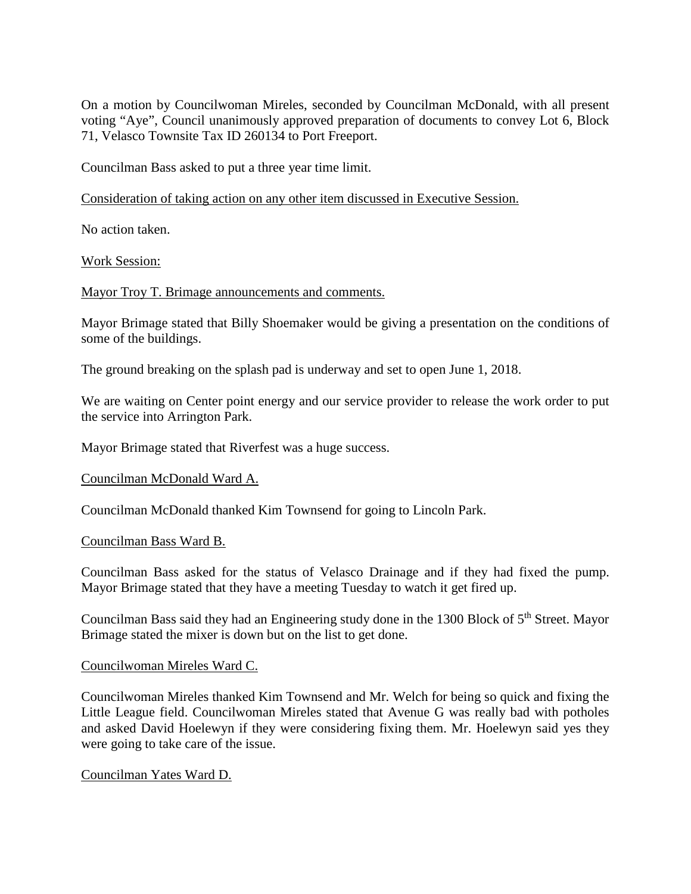On a motion by Councilwoman Mireles, seconded by Councilman McDonald, with all present voting "Aye", Council unanimously approved preparation of documents to convey Lot 6, Block 71, Velasco Townsite Tax ID 260134 to Port Freeport.

Councilman Bass asked to put a three year time limit.

Consideration of taking action on any other item discussed in Executive Session.

No action taken.

Work Session:

Mayor Troy T. Brimage announcements and comments.

Mayor Brimage stated that Billy Shoemaker would be giving a presentation on the conditions of some of the buildings.

The ground breaking on the splash pad is underway and set to open June 1, 2018.

We are waiting on Center point energy and our service provider to release the work order to put the service into Arrington Park.

Mayor Brimage stated that Riverfest was a huge success.

Councilman McDonald Ward A.

Councilman McDonald thanked Kim Townsend for going to Lincoln Park.

Councilman Bass Ward B.

Councilman Bass asked for the status of Velasco Drainage and if they had fixed the pump. Mayor Brimage stated that they have a meeting Tuesday to watch it get fired up.

Councilman Bass said they had an Engineering study done in the 1300 Block of 5th Street. Mayor Brimage stated the mixer is down but on the list to get done.

Councilwoman Mireles Ward C.

Councilwoman Mireles thanked Kim Townsend and Mr. Welch for being so quick and fixing the Little League field. Councilwoman Mireles stated that Avenue G was really bad with potholes and asked David Hoelewyn if they were considering fixing them. Mr. Hoelewyn said yes they were going to take care of the issue.

Councilman Yates Ward D.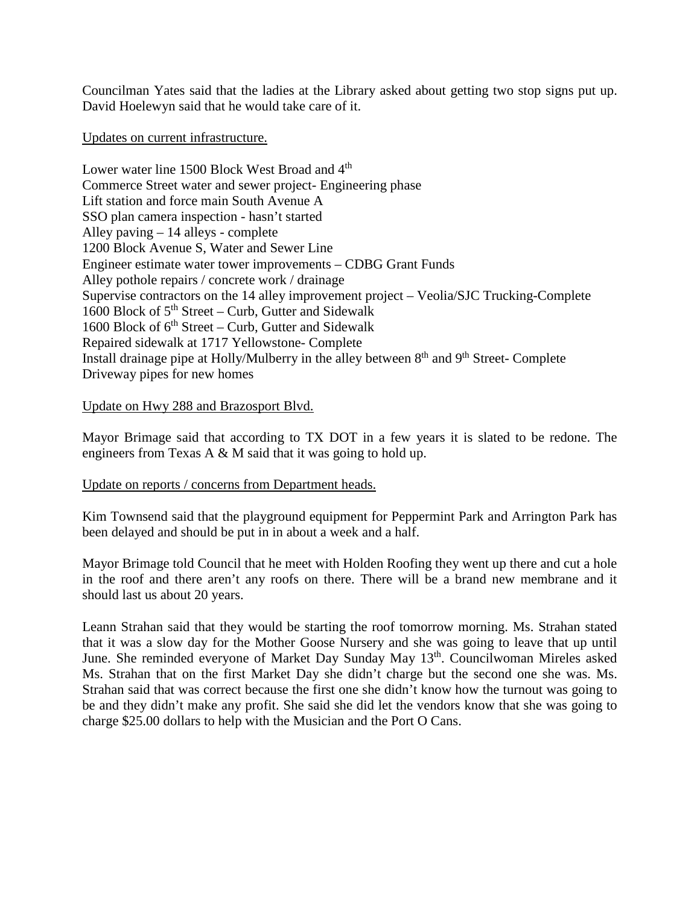Councilman Yates said that the ladies at the Library asked about getting two stop signs put up. David Hoelewyn said that he would take care of it.

Updates on current infrastructure.

Lower water line 1500 Block West Broad and 4th
Commerce Street water and sewer project- Engineering phase
Lift station and force main South Avenue A
SSO plan camera inspection - hasn't started
Alley paving – 14 alleys - complete
1200 Block Avenue S, Water and Sewer Line
Engineer estimate water tower improvements – CDBG Grant Funds
Alley pothole repairs / concrete work / drainage
Supervise contractors on the 14 alley improvement project – Veolia/SJC Trucking-Complete
1600 Block of 5th Street – Curb, Gutter and Sidewalk
1600 Block of 6th Street – Curb, Gutter and Sidewalk
Repaired sidewalk at 1717 Yellowstone- Complete
Install drainage pipe at Holly/Mulberry in the alley between 8th and 9th Street- Complete
Driveway pipes for new homes

Update on Hwy 288 and Brazosport Blvd.

Mayor Brimage said that according to TX DOT in a few years it is slated to be redone. The engineers from Texas A & M said that it was going to hold up.

Update on reports / concerns from Department heads.

Kim Townsend said that the playground equipment for Peppermint Park and Arrington Park has been delayed and should be put in in about a week and a half.

Mayor Brimage told Council that he meet with Holden Roofing they went up there and cut a hole in the roof and there aren't any roofs on there. There will be a brand new membrane and it should last us about 20 years.

Leann Strahan said that they would be starting the roof tomorrow morning. Ms. Strahan stated that it was a slow day for the Mother Goose Nursery and she was going to leave that up until June. She reminded everyone of Market Day Sunday May 13th. Councilwoman Mireles asked Ms. Strahan that on the first Market Day she didn't charge but the second one she was. Ms. Strahan said that was correct because the first one she didn't know how the turnout was going to be and they didn't make any profit. She said she did let the vendors know that she was going to charge $25.00 dollars to help with the Musician and the Port O Cans.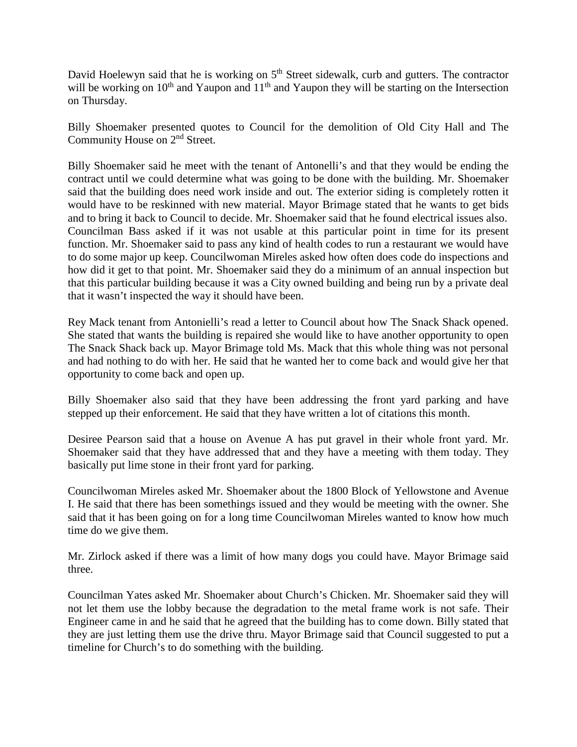David Hoelewyn said that he is working on 5th Street sidewalk, curb and gutters. The contractor will be working on 10th and Yaupon and 11th and Yaupon they will be starting on the Intersection on Thursday.

Billy Shoemaker presented quotes to Council for the demolition of Old City Hall and The Community House on 2nd Street.

Billy Shoemaker said he meet with the tenant of Antonelli's and that they would be ending the contract until we could determine what was going to be done with the building. Mr. Shoemaker said that the building does need work inside and out. The exterior siding is completely rotten it would have to be reskinned with new material. Mayor Brimage stated that he wants to get bids and to bring it back to Council to decide. Mr. Shoemaker said that he found electrical issues also. Councilman Bass asked if it was not usable at this particular point in time for its present function. Mr. Shoemaker said to pass any kind of health codes to run a restaurant we would have to do some major up keep. Councilwoman Mireles asked how often does code do inspections and how did it get to that point. Mr. Shoemaker said they do a minimum of an annual inspection but that this particular building because it was a City owned building and being run by a private deal that it wasn't inspected the way it should have been.

Rey Mack tenant from Antonielli's read a letter to Council about how The Snack Shack opened. She stated that wants the building is repaired she would like to have another opportunity to open The Snack Shack back up. Mayor Brimage told Ms. Mack that this whole thing was not personal and had nothing to do with her. He said that he wanted her to come back and would give her that opportunity to come back and open up.

Billy Shoemaker also said that they have been addressing the front yard parking and have stepped up their enforcement. He said that they have written a lot of citations this month.

Desiree Pearson said that a house on Avenue A has put gravel in their whole front yard. Mr. Shoemaker said that they have addressed that and they have a meeting with them today. They basically put lime stone in their front yard for parking.

Councilwoman Mireles asked Mr. Shoemaker about the 1800 Block of Yellowstone and Avenue I. He said that there has been somethings issued and they would be meeting with the owner. She said that it has been going on for a long time Councilwoman Mireles wanted to know how much time do we give them.

Mr. Zirlock asked if there was a limit of how many dogs you could have. Mayor Brimage said three.

Councilman Yates asked Mr. Shoemaker about Church's Chicken. Mr. Shoemaker said they will not let them use the lobby because the degradation to the metal frame work is not safe. Their Engineer came in and he said that he agreed that the building has to come down. Billy stated that they are just letting them use the drive thru. Mayor Brimage said that Council suggested to put a timeline for Church's to do something with the building.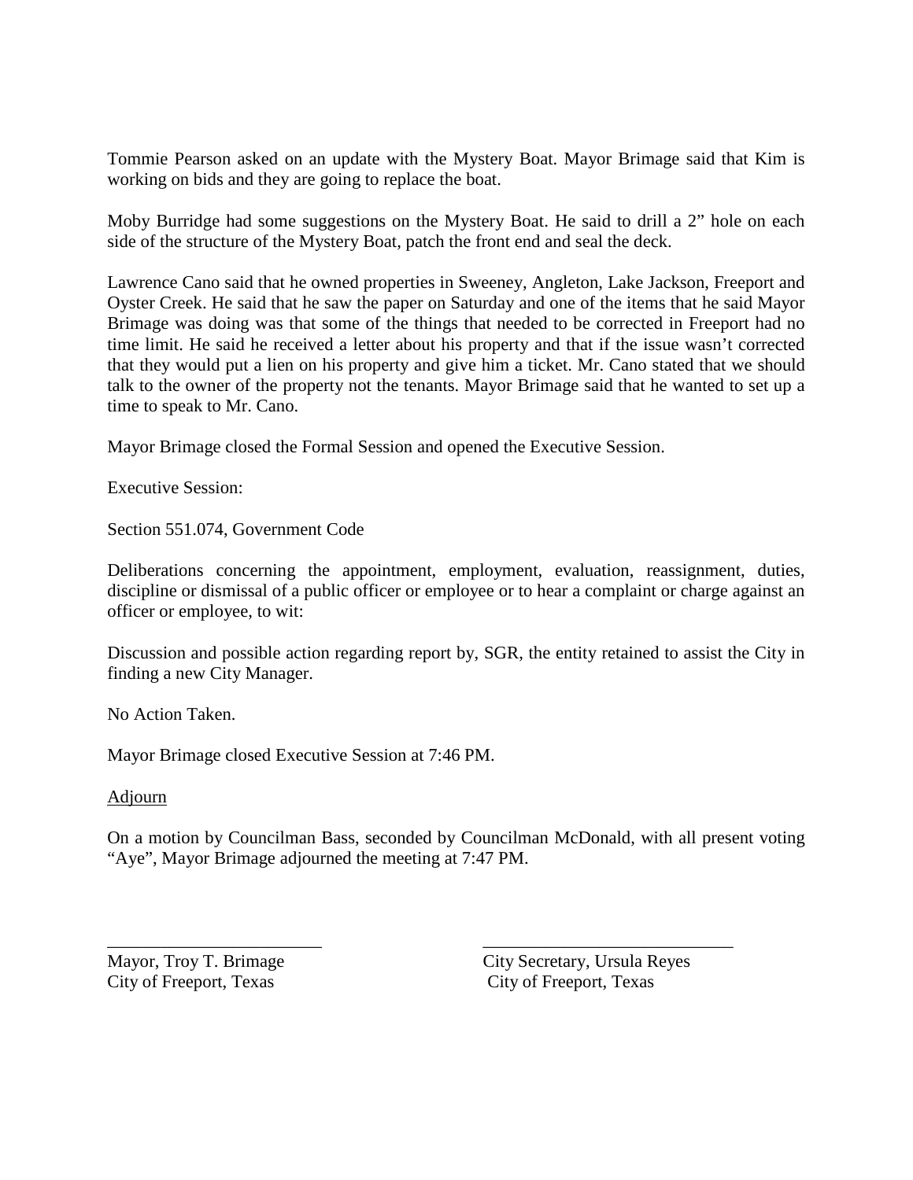Tommie Pearson asked on an update with the Mystery Boat. Mayor Brimage said that Kim is working on bids and they are going to replace the boat.

Moby Burridge had some suggestions on the Mystery Boat. He said to drill a 2" hole on each side of the structure of the Mystery Boat, patch the front end and seal the deck.

Lawrence Cano said that he owned properties in Sweeney, Angleton, Lake Jackson, Freeport and Oyster Creek. He said that he saw the paper on Saturday and one of the items that he said Mayor Brimage was doing was that some of the things that needed to be corrected in Freeport had no time limit. He said he received a letter about his property and that if the issue wasn't corrected that they would put a lien on his property and give him a ticket. Mr. Cano stated that we should talk to the owner of the property not the tenants. Mayor Brimage said that he wanted to set up a time to speak to Mr. Cano.

Mayor Brimage closed the Formal Session and opened the Executive Session.

Executive Session:

Section 551.074, Government Code

Deliberations concerning the appointment, employment, evaluation, reassignment, duties, discipline or dismissal of a public officer or employee or to hear a complaint or charge against an officer or employee, to wit:

Discussion and possible action regarding report by, SGR, the entity retained to assist the City in finding a new City Manager.

No Action Taken.

Mayor Brimage closed Executive Session at 7:46 PM.

<u>Adjourn</u>

On a motion by Councilman Bass, seconded by Councilman McDonald, with all present voting "Aye", Mayor Brimage adjourned the meeting at 7:47 PM.

\_\_\_\_\_\_\_\_\_\_\_\_\_\_\_\_\_\_\_\_\_\_\_\_\_
Mayor, Troy T. Brimage
City of Freeport, Texas

\_\_\_\_\_\_\_\_\_\_\_\_\_\_\_\_\_\_\_\_\_\_\_\_\_\_\_\_\_\_
City Secretary, Ursula Reyes
City of Freeport, Texas